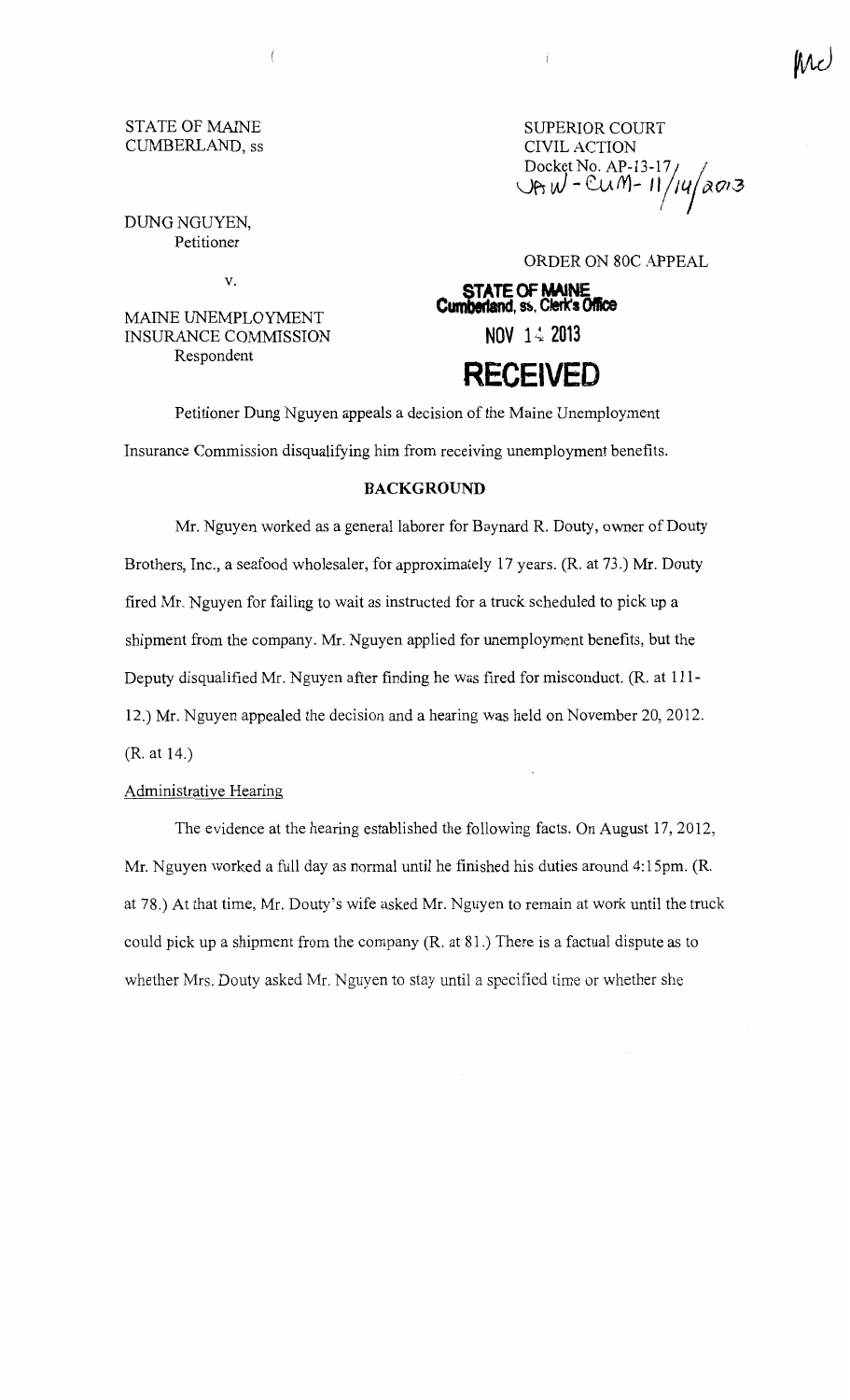STATE OF MAINE
CUMBERLAND, ss

SUPERIOR COURT
CIVIL ACTION
Docket No. AP-13-17
JAW - CUM- 11/14/2013

DUNG NGUYEN,
Petitioner

v.

MAINE UNEMPLOYMENT
INSURANCE COMMISSION
Respondent

ORDER ON 80C APPEAL

STATE OF MAINE
Cumberland, ss, Clerk's Office
NOV 14 2013
RECEIVED

Petitioner Dung Nguyen appeals a decision of the Maine Unemployment Insurance Commission disqualifying him from receiving unemployment benefits.

## BACKGROUND

Mr. Nguyen worked as a general laborer for Baynard R. Douty, owner of Douty Brothers, Inc., a seafood wholesaler, for approximately 17 years. (R. at 73.) Mr. Douty fired Mr. Nguyen for failing to wait as instructed for a truck scheduled to pick up a shipment from the company. Mr. Nguyen applied for unemployment benefits, but the Deputy disqualified Mr. Nguyen after finding he was fired for misconduct. (R. at 111-12.) Mr. Nguyen appealed the decision and a hearing was held on November 20, 2012. (R. at 14.)

### Administrative Hearing

The evidence at the hearing established the following facts. On August 17, 2012, Mr. Nguyen worked a full day as normal until he finished his duties around 4:15pm. (R. at 78.) At that time, Mr. Douty's wife asked Mr. Nguyen to remain at work until the truck could pick up a shipment from the company (R. at 81.) There is a factual dispute as to whether Mrs. Douty asked Mr. Nguyen to stay until a specified time or whether she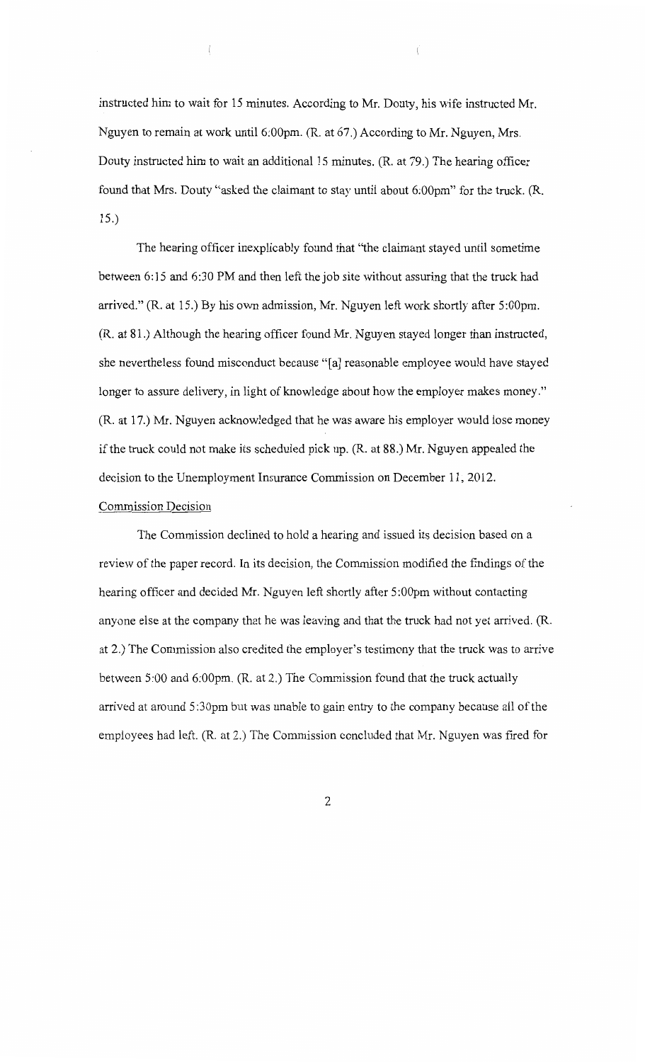instructed him to wait for 15 minutes. According to Mr. Douty, his wife instructed Mr. Nguyen to remain at work until 6:00pm. (R. at 67.) According to Mr. Nguyen, Mrs. Douty instructed him to wait an additional 15 minutes. (R. at 79.) The hearing officer found that Mrs. Douty "asked the claimant to stay until about 6:00pm" for the truck. (R. 15.)

The hearing officer inexplicably found that "the claimant stayed until sometime between 6:15 and 6:30 PM and then left the job site without assuring that the truck had arrived." (R. at 15.) By his own admission, Mr. Nguyen left work shortly after 5:00pm. (R. at 81.) Although the hearing officer found Mr. Nguyen stayed longer than instructed, she nevertheless found misconduct because "[a] reasonable employee would have stayed longer to assure delivery, in light of knowledge about how the employer makes money." (R. at 17.) Mr. Nguyen acknowledged that he was aware his employer would lose money if the truck could not make its scheduled pick up. (R. at 88.) Mr. Nguyen appealed the decision to the Unemployment Insurance Commission on December 11, 2012.

Commission Decision

The Commission declined to hold a hearing and issued its decision based on a review of the paper record. In its decision, the Commission modified the findings of the hearing officer and decided Mr. Nguyen left shortly after 5:00pm without contacting anyone else at the company that he was leaving and that the truck had not yet arrived. (R. at 2.) The Commission also credited the employer's testimony that the truck was to arrive between 5:00 and 6:00pm. (R. at 2.) The Commission found that the truck actually arrived at around 5:30pm but was unable to gain entry to the company because all of the employees had left. (R. at 2.) The Commission concluded that Mr. Nguyen was fired for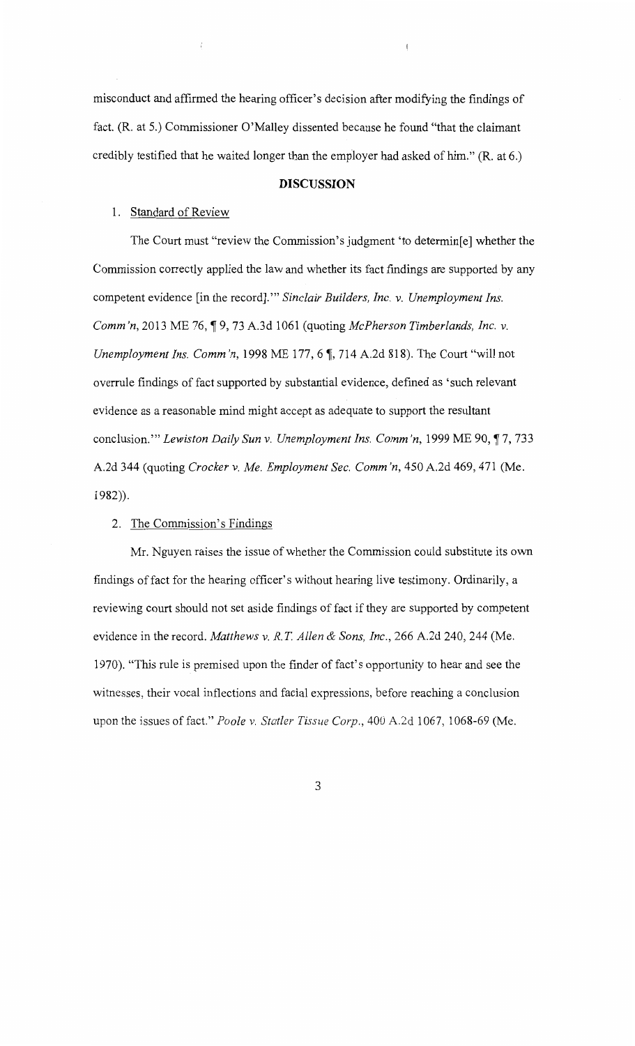misconduct and affirmed the hearing officer's decision after modifying the findings of fact. (R. at 5.) Commissioner O'Malley dissented because he found "that the claimant credibly testified that he waited longer than the employer had asked of him." (R. at 6.)

## DISCUSSION

1. Standard of Review

The Court must "review the Commission's judgment 'to determin[e] whether the Commission correctly applied the law and whether its fact findings are supported by any competent evidence [in the record].'" *Sinclair Builders, Inc. v. Unemployment Ins. Comm'n*, 2013 ME 76, ¶ 9, 73 A.3d 1061 (quoting *McPherson Timberlands, Inc. v. Unemployment Ins. Comm'n*, 1998 ME 177, 6 ¶, 714 A.2d 818). The Court "will not overrule findings of fact supported by substantial evidence, defined as 'such relevant evidence as a reasonable mind might accept as adequate to support the resultant conclusion.'" *Lewiston Daily Sun v. Unemployment Ins. Comm'n*, 1999 ME 90, ¶ 7, 733 A.2d 344 (quoting *Crocker v. Me. Employment Sec. Comm'n*, 450 A.2d 469, 471 (Me. 1982)).

2. The Commission's Findings

Mr. Nguyen raises the issue of whether the Commission could substitute its own findings of fact for the hearing officer's without hearing live testimony. Ordinarily, a reviewing court should not set aside findings of fact if they are supported by competent evidence in the record. *Matthews v. R.T. Allen & Sons, Inc.*, 266 A.2d 240, 244 (Me. 1970). "This rule is premised upon the finder of fact's opportunity to hear and see the witnesses, their vocal inflections and facial expressions, before reaching a conclusion upon the issues of fact." *Poole v. Statler Tissue Corp.*, 400 A.2d 1067, 1068-69 (Me.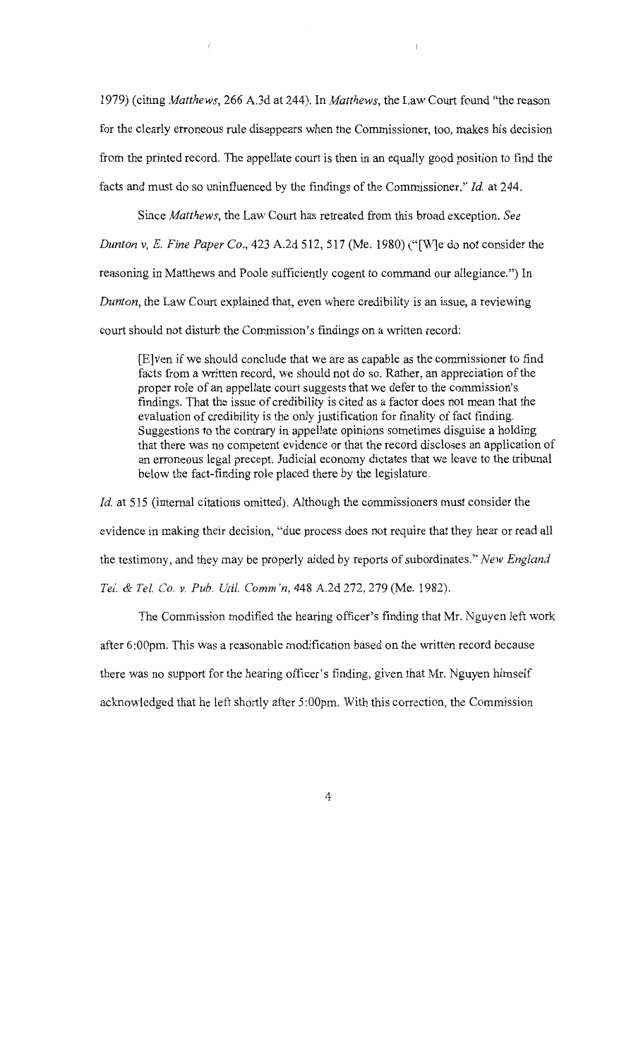1979) (citing *Matthews*, 266 A.3d at 244). In *Matthews*, the Law Court found "the reason for the clearly erroneous rule disappears when the Commissioner, too, makes his decision from the printed record. The appellate court is then in an equally good position to find the facts and must do so uninfluenced by the findings of the Commissioner." *Id.* at 244.

Since *Matthews*, the Law Court has retreated from this broad exception. *See Dunton v, E. Fine Paper Co.*, 423 A.2d 512, 517 (Me. 1980) ("[W]e do not consider the reasoning in Matthews and Poole sufficiently cogent to command our allegiance.") In *Dunton*, the Law Court explained that, even where credibility is an issue, a reviewing court should not disturb the Commission's findings on a written record:

> [E]ven if we should conclude that we are as capable as the commissioner to find facts from a written record, we should not do so. Rather, an appreciation of the proper role of an appellate court suggests that we defer to the commission's findings. That the issue of credibility is cited as a factor does not mean that the evaluation of credibility is the only justification for finality of fact finding. Suggestions to the contrary in appellate opinions sometimes disguise a holding that there was no competent evidence or that the record discloses an application of an erroneous legal precept. Judicial economy dictates that we leave to the tribunal below the fact-finding role placed there by the legislature.

*Id.* at 515 (internal citations omitted). Although the commissioners must consider the evidence in making their decision, "due process does not require that they hear or read all the testimony, and they may be properly aided by reports of subordinates." *New England Tel. & Tel. Co. v. Pub. Util. Comm'n*, 448 A.2d 272, 279 (Me. 1982).

The Commission modified the hearing officer's finding that Mr. Nguyen left work after 6:00pm. This was a reasonable modification based on the written record because there was no support for the hearing officer's finding, given that Mr. Nguyen himself acknowledged that he left shortly after 5:00pm. With this correction, the Commission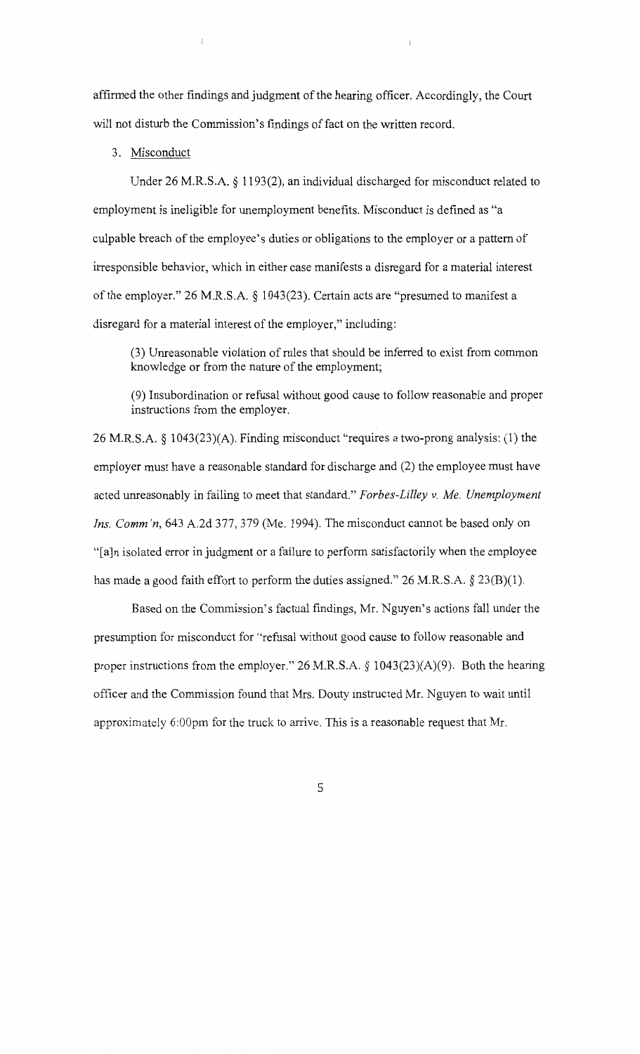affirmed the other findings and judgment of the hearing officer. Accordingly, the Court will not disturb the Commission's findings of fact on the written record.

3. Misconduct

Under 26 M.R.S.A. § 1193(2), an individual discharged for misconduct related to employment is ineligible for unemployment benefits. Misconduct is defined as "a culpable breach of the employee's duties or obligations to the employer or a pattern of irresponsible behavior, which in either case manifests a disregard for a material interest of the employer." 26 M.R.S.A. § 1043(23). Certain acts are "presumed to manifest a disregard for a material interest of the employer," including:

> (3) Unreasonable violation of rules that should be inferred to exist from common knowledge or from the nature of the employment;
>
> (9) Insubordination or refusal without good cause to follow reasonable and proper instructions from the employer.

26 M.R.S.A. § 1043(23)(A). Finding misconduct "requires a two-prong analysis: (1) the employer must have a reasonable standard for discharge and (2) the employee must have acted unreasonably in failing to meet that standard." *Forbes-Lilley v. Me. Unemployment Ins. Comm'n*, 643 A.2d 377, 379 (Me. 1994). The misconduct cannot be based only on "[a]n isolated error in judgment or a failure to perform satisfactorily when the employee has made a good faith effort to perform the duties assigned." 26 M.R.S.A. § 23(B)(1).

Based on the Commission's factual findings, Mr. Nguyen's actions fall under the presumption for misconduct for "refusal without good cause to follow reasonable and proper instructions from the employer." 26 M.R.S.A. § 1043(23)(A)(9). Both the hearing officer and the Commission found that Mrs. Douty instructed Mr. Nguyen to wait until approximately 6:00pm for the truck to arrive. This is a reasonable request that Mr.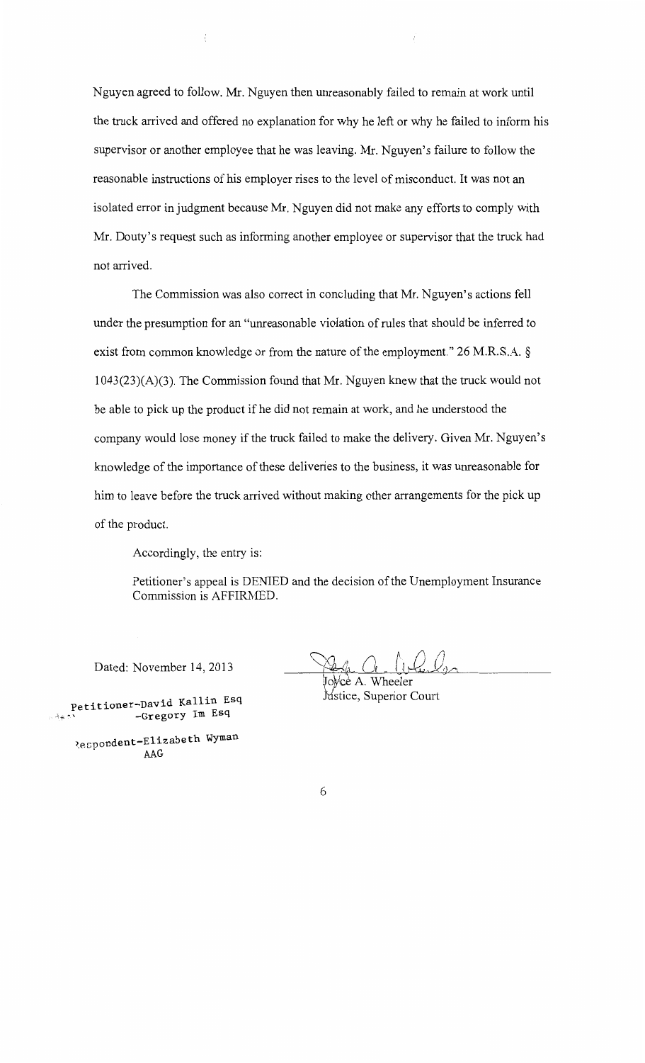Nguyen agreed to follow. Mr. Nguyen then unreasonably failed to remain at work until the truck arrived and offered no explanation for why he left or why he failed to inform his supervisor or another employee that he was leaving. Mr. Nguyen's failure to follow the reasonable instructions of his employer rises to the level of misconduct. It was not an isolated error in judgment because Mr. Nguyen did not make any efforts to comply with Mr. Douty's request such as informing another employee or supervisor that the truck had not arrived.

The Commission was also correct in concluding that Mr. Nguyen's actions fell under the presumption for an "unreasonable violation of rules that should be inferred to exist from common knowledge or from the nature of the employment." 26 M.R.S.A. § 1043(23)(A)(3). The Commission found that Mr. Nguyen knew that the truck would not be able to pick up the product if he did not remain at work, and he understood the company would lose money if the truck failed to make the delivery. Given Mr. Nguyen's knowledge of the importance of these deliveries to the business, it was unreasonable for him to leave before the truck arrived without making other arrangements for the pick up of the product.

Accordingly, the entry is:

Petitioner's appeal is DENIED and the decision of the Unemployment Insurance Commission is AFFIRMED.

Dated: November 14, 2013

Joyce A. Wheeler
Justice, Superior Court

Petitioner-David Kallin Esq
-Gregory Im Esq

Respondent-Elizabeth Wyman
AAG